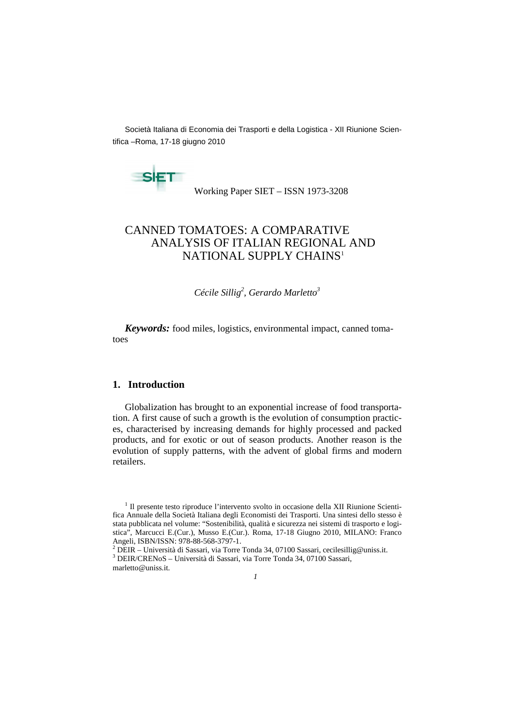Società Italiana di Economia dei Trasporti e della Logistica - XII Riunione Scientifica –Roma, 17-18 giugno 2010

Working Paper SIET – ISSN 1973-3208

# CANNED TOMATOES: A COMPARATIVE ANALYSIS OF ITALIAN REGIONAL AND NATIONAL SUPPLY CHAINS[1]

*Cécile Sillig[2], Gerardo Marletto[3]*

***Keywords:*** food miles, logistics, environmental impact, canned tomatoes

## 1. Introduction

Globalization has brought to an exponential increase of food transportation. A first cause of such a growth is the evolution of consumption practices, characterised by increasing demands for highly processed and packed products, and for exotic or out of season products. Another reason is the evolution of supply patterns, with the advent of global firms and modern retailers.

[1] Il presente testo riproduce l'intervento svolto in occasione della XII Riunione Scientifica Annuale della Società Italiana degli Economisti dei Trasporti. Una sintesi dello stesso è stata pubblicata nel volume: "Sostenibilità, qualità e sicurezza nei sistemi di trasporto e logistica", Marcucci E.(Cur.), Musso E.(Cur.). Roma, 17-18 Giugno 2010, MILANO: Franco Angeli, ISBN/ISSN: 978-88-568-3797-1.

[2] DEIR – Università di Sassari, via Torre Tonda 34, 07100 Sassari, cecilesillig@uniss.it.

[3] DEIR/CRENoS – Università di Sassari, via Torre Tonda 34, 07100 Sassari, marletto@uniss.it.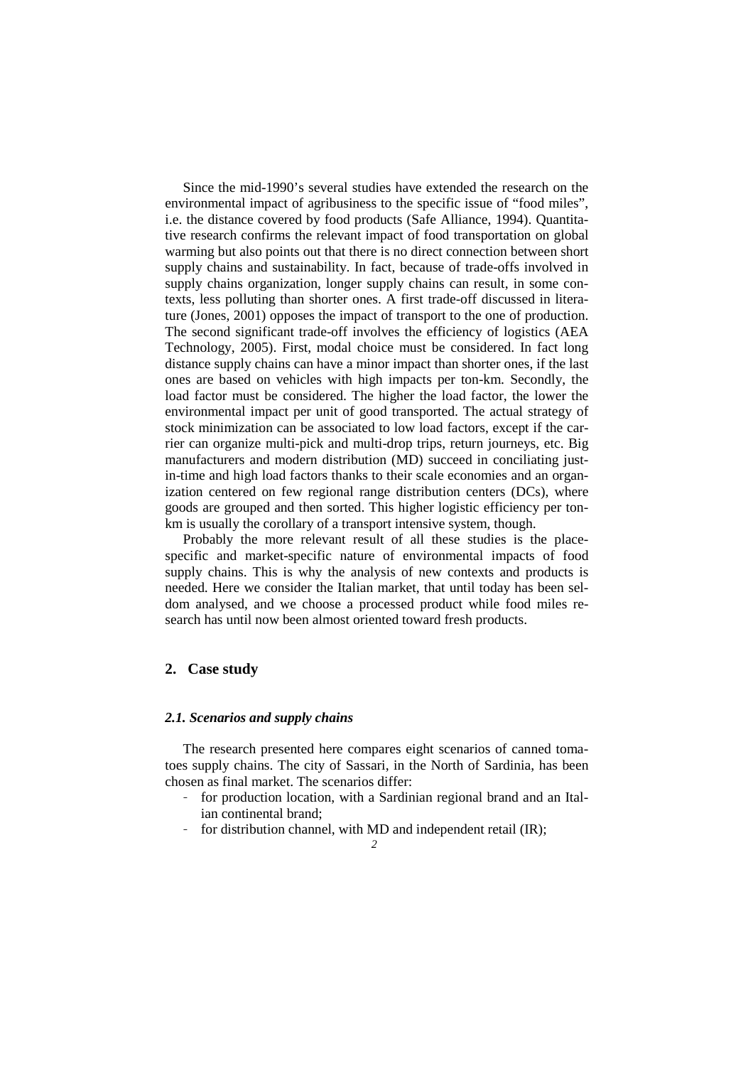Since the mid-1990's several studies have extended the research on the environmental impact of agribusiness to the specific issue of "food miles", i.e. the distance covered by food products (Safe Alliance, 1994). Quantitative research confirms the relevant impact of food transportation on global warming but also points out that there is no direct connection between short supply chains and sustainability. In fact, because of trade-offs involved in supply chains organization, longer supply chains can result, in some contexts, less polluting than shorter ones. A first trade-off discussed in literature (Jones, 2001) opposes the impact of transport to the one of production. The second significant trade-off involves the efficiency of logistics (AEA Technology, 2005). First, modal choice must be considered. In fact long distance supply chains can have a minor impact than shorter ones, if the last ones are based on vehicles with high impacts per ton-km. Secondly, the load factor must be considered. The higher the load factor, the lower the environmental impact per unit of good transported. The actual strategy of stock minimization can be associated to low load factors, except if the carrier can organize multi-pick and multi-drop trips, return journeys, etc. Big manufacturers and modern distribution (MD) succeed in conciliating just-in-time and high load factors thanks to their scale economies and an organization centered on few regional range distribution centers (DCs), where goods are grouped and then sorted. This higher logistic efficiency per ton-km is usually the corollary of a transport intensive system, though.

Probably the more relevant result of all these studies is the place-specific and market-specific nature of environmental impacts of food supply chains. This is why the analysis of new contexts and products is needed. Here we consider the Italian market, that until today has been seldom analysed, and we choose a processed product while food miles research has until now been almost oriented toward fresh products.

## 2. Case study

### *2.1. Scenarios and supply chains*

The research presented here compares eight scenarios of canned tomatoes supply chains. The city of Sassari, in the North of Sardinia, has been chosen as final market. The scenarios differ:

- for production location, with a Sardinian regional brand and an Italian continental brand;
- for distribution channel, with MD and independent retail (IR);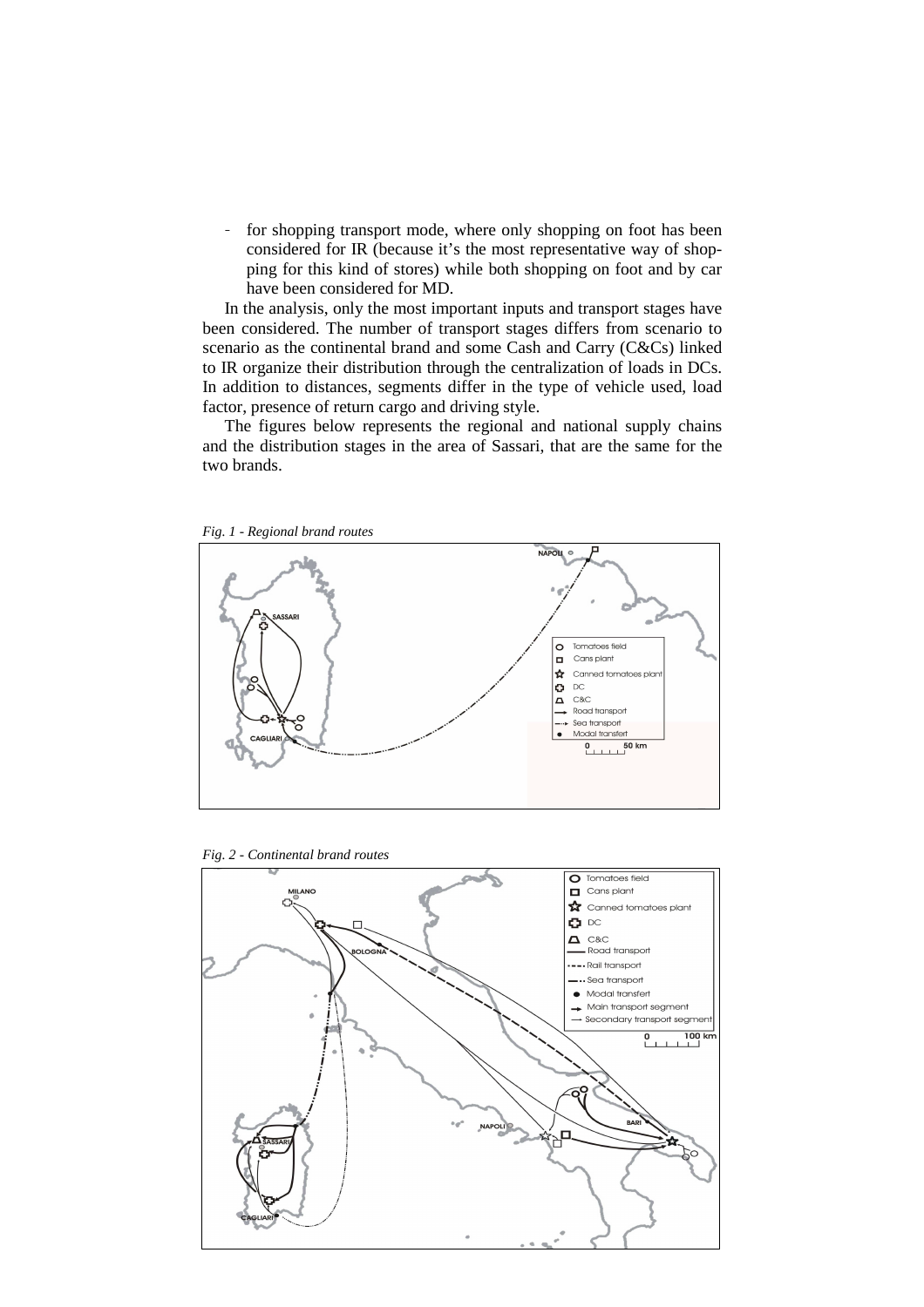- for shopping transport mode, where only shopping on foot has been considered for IR (because it's the most representative way of shopping for this kind of stores) while both shopping on foot and by car have been considered for MD.

In the analysis, only the most important inputs and transport stages have been considered. The number of transport stages differs from scenario to scenario as the continental brand and some Cash and Carry (C&Cs) linked to IR organize their distribution through the centralization of loads in DCs. In addition to distances, segments differ in the type of vehicle used, load factor, presence of return cargo and driving style.

The figures below represents the regional and national supply chains and the distribution stages in the area of Sassari, that are the same for the two brands.

*Fig. 1 - Regional brand routes*

*Fig. 2 - Continental brand routes*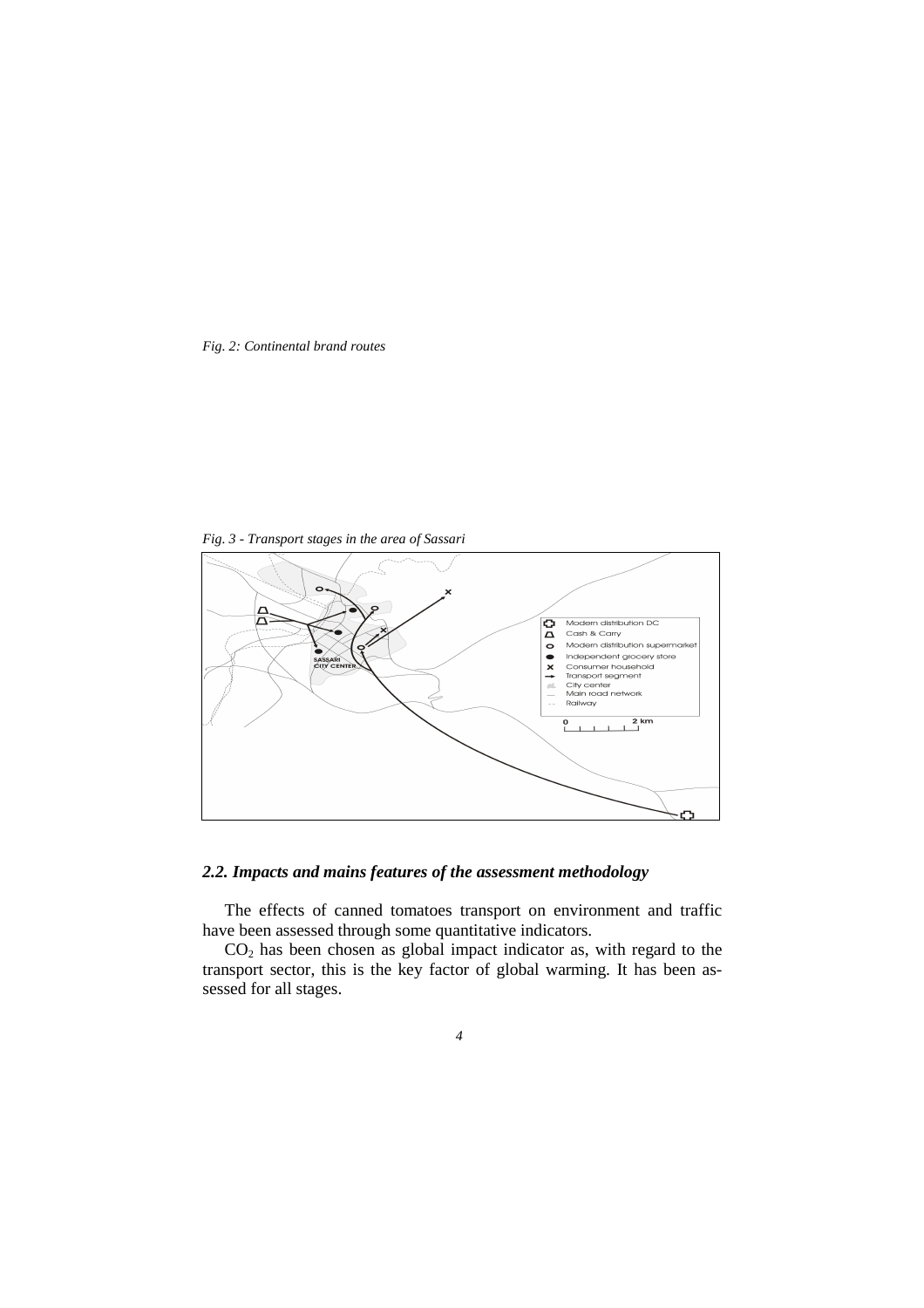*Fig. 2: Continental brand routes*

*Fig. 3 - Transport stages in the area of Sassari*

### *2.2. Impacts and mains features of the assessment methodology*

The effects of canned tomatoes transport on environment and traffic have been assessed through some quantitative indicators.

$CO_2$ has been chosen as global impact indicator as, with regard to the transport sector, this is the key factor of global warming. It has been assessed for all stages.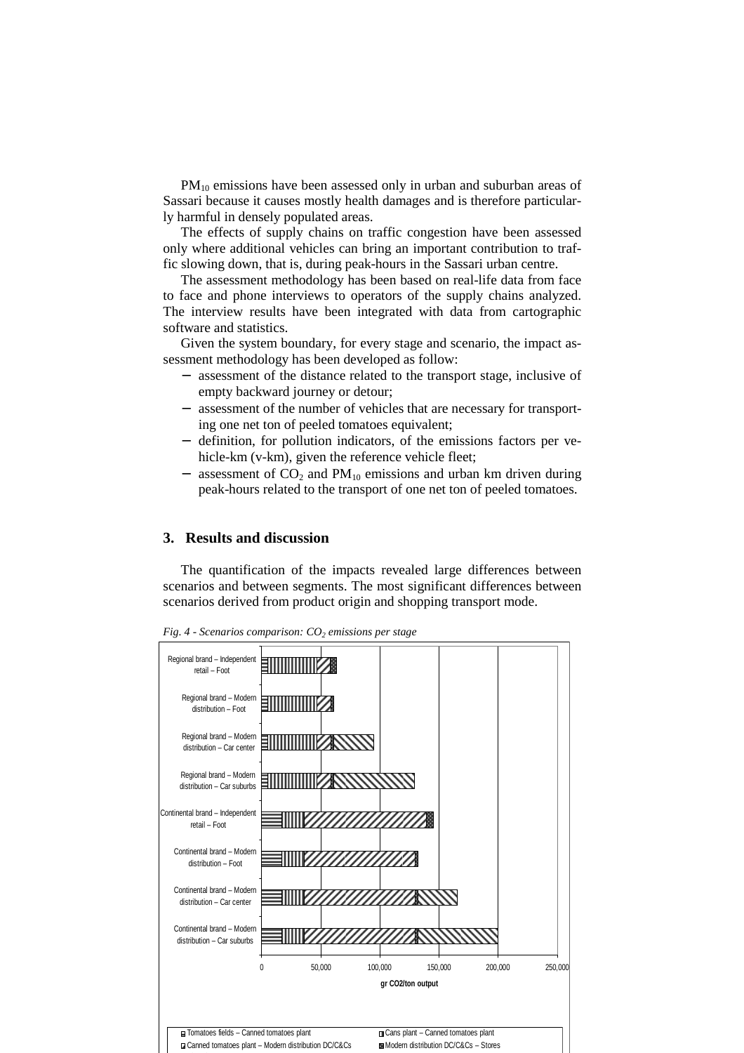$PM_{10}$ emissions have been assessed only in urban and suburban areas of Sassari because it causes mostly health damages and is therefore particularly harmful in densely populated areas.

The effects of supply chains on traffic congestion have been assessed only where additional vehicles can bring an important contribution to traffic slowing down, that is, during peak-hours in the Sassari urban centre.

The assessment methodology has been based on real-life data from face to face and phone interviews to operators of the supply chains analyzed. The interview results have been integrated with data from cartographic software and statistics.

Given the system boundary, for every stage and scenario, the impact assessment methodology has been developed as follow:

- assessment of the distance related to the transport stage, inclusive of empty backward journey or detour;
- assessment of the number of vehicles that are necessary for transporting one net ton of peeled tomatoes equivalent;
- definition, for pollution indicators, of the emissions factors per vehicle-km (v-km), given the reference vehicle fleet;
- assessment of $CO_2$ and $PM_{10}$ emissions and urban km driven during peak-hours related to the transport of one net ton of peeled tomatoes.

## 3. Results and discussion

The quantification of the impacts revealed large differences between scenarios and between segments. The most significant differences between scenarios derived from product origin and shopping transport mode.

*Fig. 4 - Scenarios comparison: $CO_2$ emissions per stage*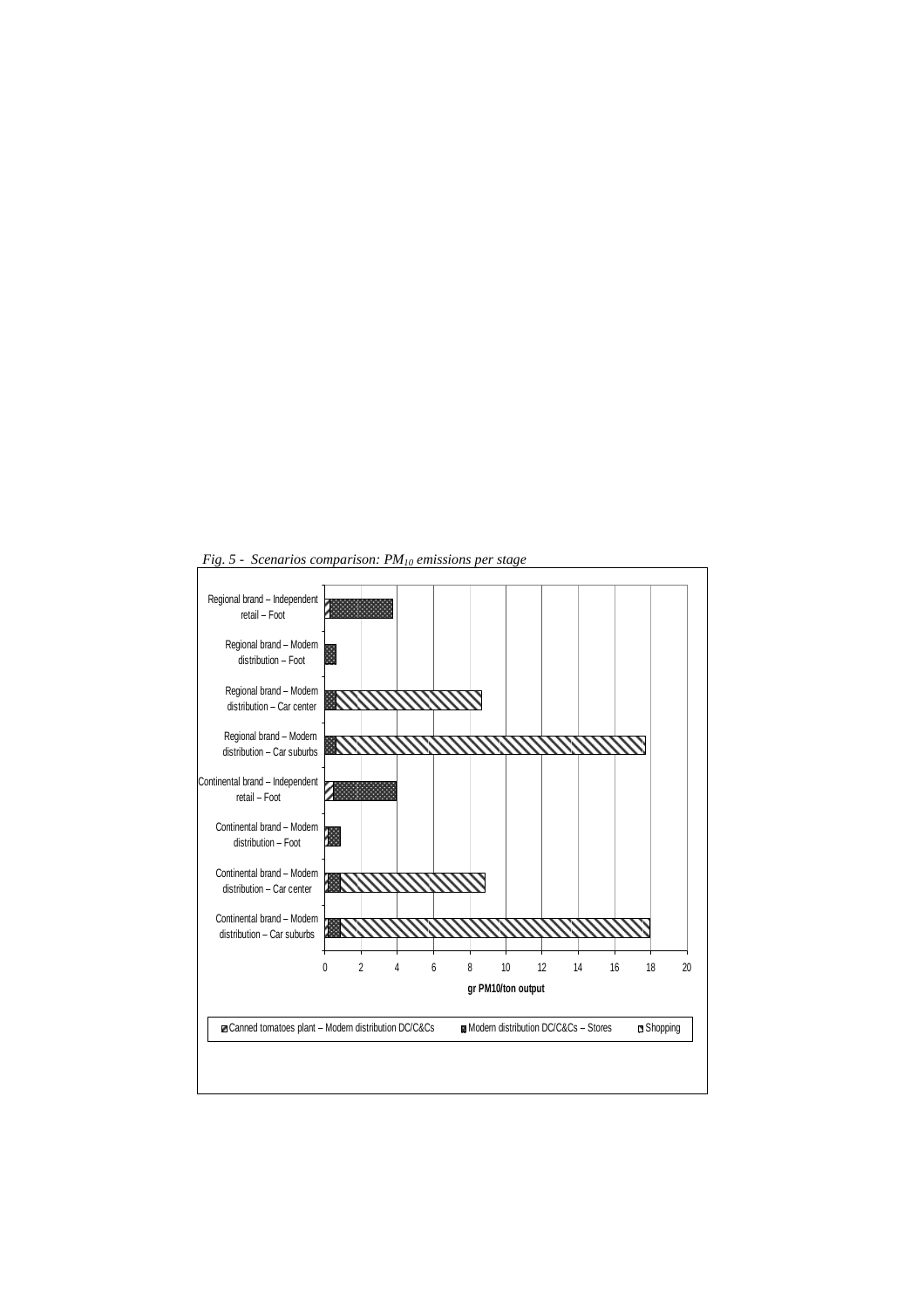*Fig. 5 - Scenarios comparison: $PM_{10}$ emissions per stage*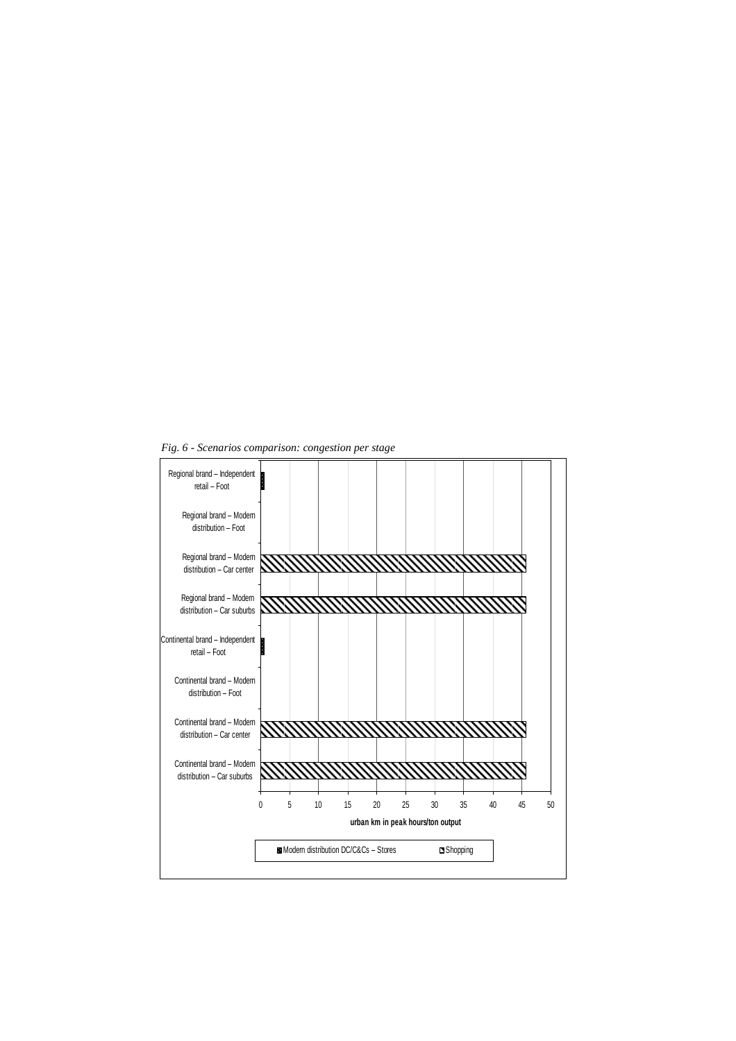*Fig. 6 - Scenarios comparison: congestion per stage*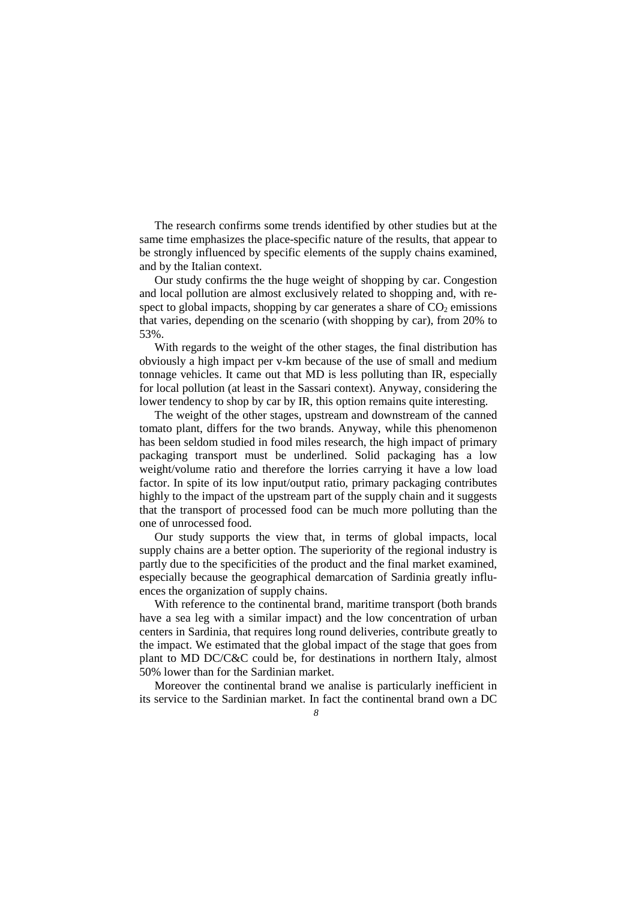The research confirms some trends identified by other studies but at the same time emphasizes the place-specific nature of the results, that appear to be strongly influenced by specific elements of the supply chains examined, and by the Italian context.

Our study confirms the the huge weight of shopping by car. Congestion and local pollution are almost exclusively related to shopping and, with respect to global impacts, shopping by car generates a share of $CO_2$ emissions that varies, depending on the scenario (with shopping by car), from 20% to 53%.

With regards to the weight of the other stages, the final distribution has obviously a high impact per v-km because of the use of small and medium tonnage vehicles. It came out that MD is less polluting than IR, especially for local pollution (at least in the Sassari context). Anyway, considering the lower tendency to shop by car by IR, this option remains quite interesting.

The weight of the other stages, upstream and downstream of the canned tomato plant, differs for the two brands. Anyway, while this phenomenon has been seldom studied in food miles research, the high impact of primary packaging transport must be underlined. Solid packaging has a low weight/volume ratio and therefore the lorries carrying it have a low load factor. In spite of its low input/output ratio, primary packaging contributes highly to the impact of the upstream part of the supply chain and it suggests that the transport of processed food can be much more polluting than the one of unrocessed food.

Our study supports the view that, in terms of global impacts, local supply chains are a better option. The superiority of the regional industry is partly due to the specificities of the product and the final market examined, especially because the geographical demarcation of Sardinia greatly influences the organization of supply chains.

With reference to the continental brand, maritime transport (both brands have a sea leg with a similar impact) and the low concentration of urban centers in Sardinia, that requires long round deliveries, contribute greatly to the impact. We estimated that the global impact of the stage that goes from plant to MD DC/C&C could be, for destinations in northern Italy, almost 50% lower than for the Sardinian market.

Moreover the continental brand we analise is particularly inefficient in its service to the Sardinian market. In fact the continental brand own a DC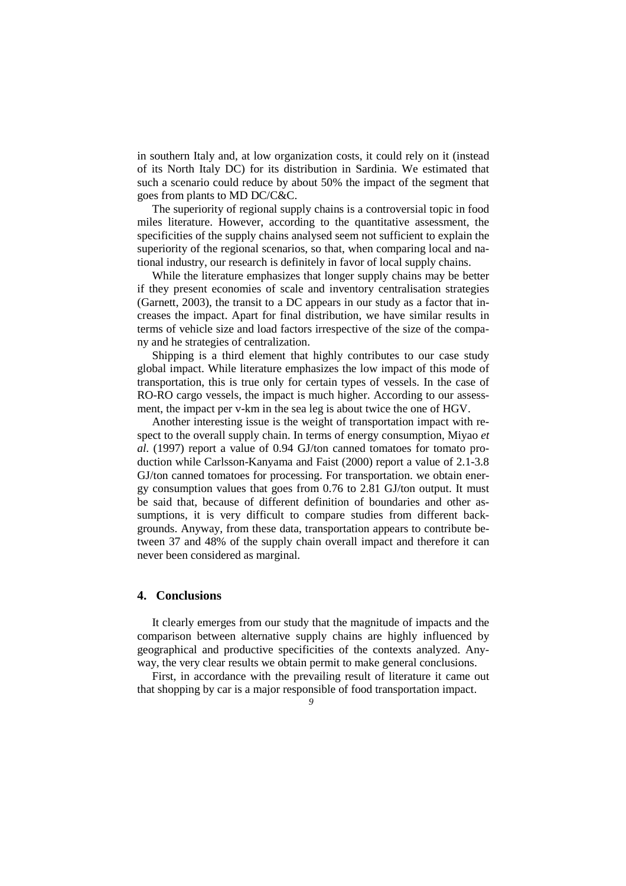in southern Italy and, at low organization costs, it could rely on it (instead of its North Italy DC) for its distribution in Sardinia. We estimated that such a scenario could reduce by about 50% the impact of the segment that goes from plants to MD DC/C&C.

The superiority of regional supply chains is a controversial topic in food miles literature. However, according to the quantitative assessment, the specificities of the supply chains analysed seem not sufficient to explain the superiority of the regional scenarios, so that, when comparing local and national industry, our research is definitely in favor of local supply chains.

While the literature emphasizes that longer supply chains may be better if they present economies of scale and inventory centralisation strategies (Garnett, 2003), the transit to a DC appears in our study as a factor that increases the impact. Apart for final distribution, we have similar results in terms of vehicle size and load factors irrespective of the size of the company and he strategies of centralization.

Shipping is a third element that highly contributes to our case study global impact. While literature emphasizes the low impact of this mode of transportation, this is true only for certain types of vessels. In the case of RO-RO cargo vessels, the impact is much higher. According to our assessment, the impact per v-km in the sea leg is about twice the one of HGV.

Another interesting issue is the weight of transportation impact with respect to the overall supply chain. In terms of energy consumption, Miyao *et al.* (1997) report a value of 0.94 GJ/ton canned tomatoes for tomato production while Carlsson-Kanyama and Faist (2000) report a value of 2.1-3.8 GJ/ton canned tomatoes for processing. For transportation. we obtain energy consumption values that goes from 0.76 to 2.81 GJ/ton output. It must be said that, because of different definition of boundaries and other assumptions, it is very difficult to compare studies from different backgrounds. Anyway, from these data, transportation appears to contribute between 37 and 48% of the supply chain overall impact and therefore it can never been considered as marginal.

## 4. Conclusions

It clearly emerges from our study that the magnitude of impacts and the comparison between alternative supply chains are highly influenced by geographical and productive specificities of the contexts analyzed. Anyway, the very clear results we obtain permit to make general conclusions.

First, in accordance with the prevailing result of literature it came out that shopping by car is a major responsible of food transportation impact.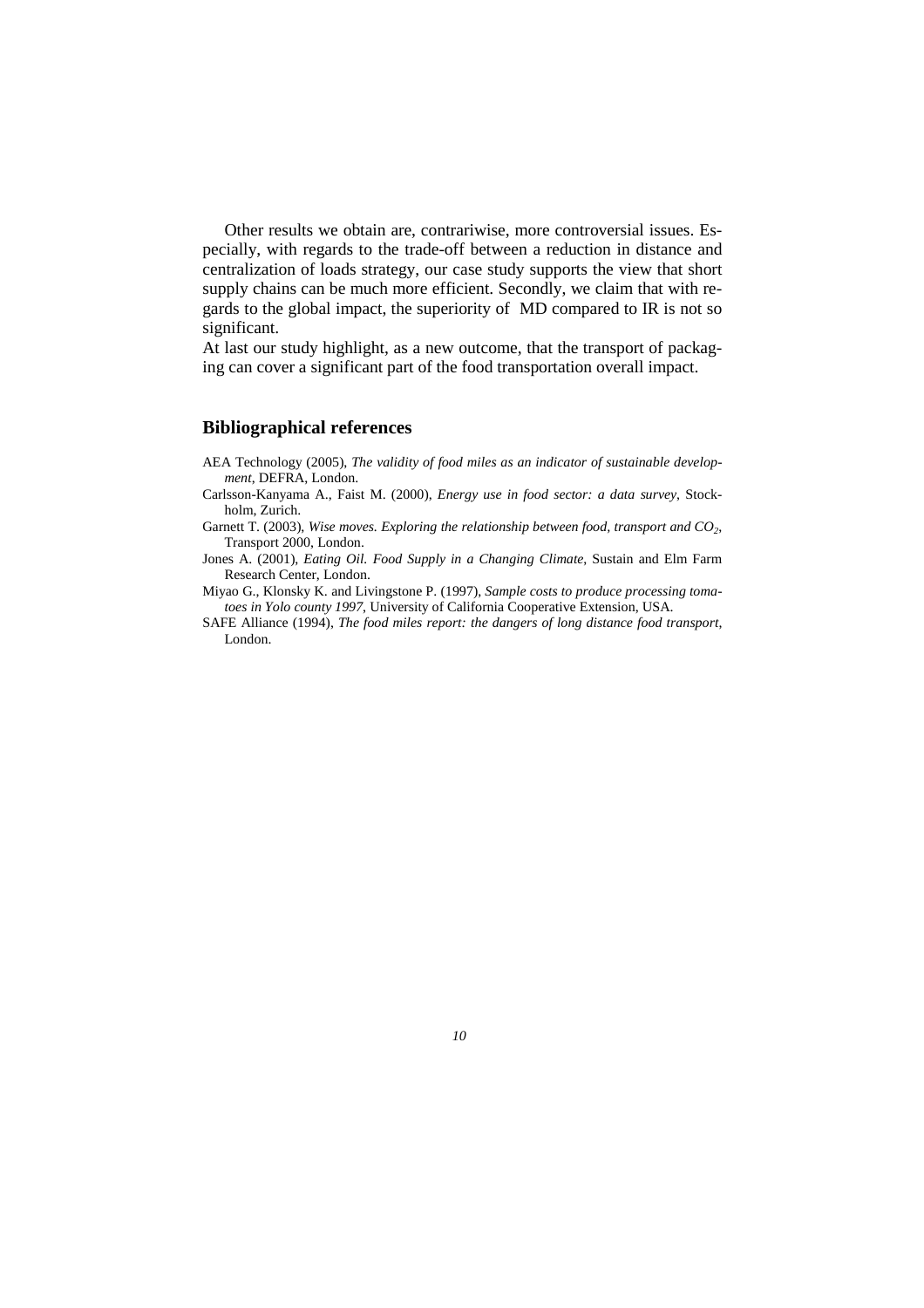Other results we obtain are, contrariwise, more controversial issues. Especially, with regards to the trade-off between a reduction in distance and centralization of loads strategy, our case study supports the view that short supply chains can be much more efficient. Secondly, we claim that with regards to the global impact, the superiority of MD compared to IR is not so significant.

At last our study highlight, as a new outcome, that the transport of packaging can cover a significant part of the food transportation overall impact.

## Bibliographical references

AEA Technology (2005), *The validity of food miles as an indicator of sustainable development*, DEFRA, London.

Carlsson-Kanyama A., Faist M. (2000), *Energy use in food sector: a data survey*, Stockholm, Zurich.

Garnett T. (2003), *Wise moves. Exploring the relationship between food, transport and $CO_2$*, Transport 2000, London.

Jones A. (2001), *Eating Oil. Food Supply in a Changing Climate*, Sustain and Elm Farm Research Center, London.

Miyao G., Klonsky K. and Livingstone P. (1997), *Sample costs to produce processing tomatoes in Yolo county 1997*, University of California Cooperative Extension, USA.

SAFE Alliance (1994), *The food miles report: the dangers of long distance food transport*, London.